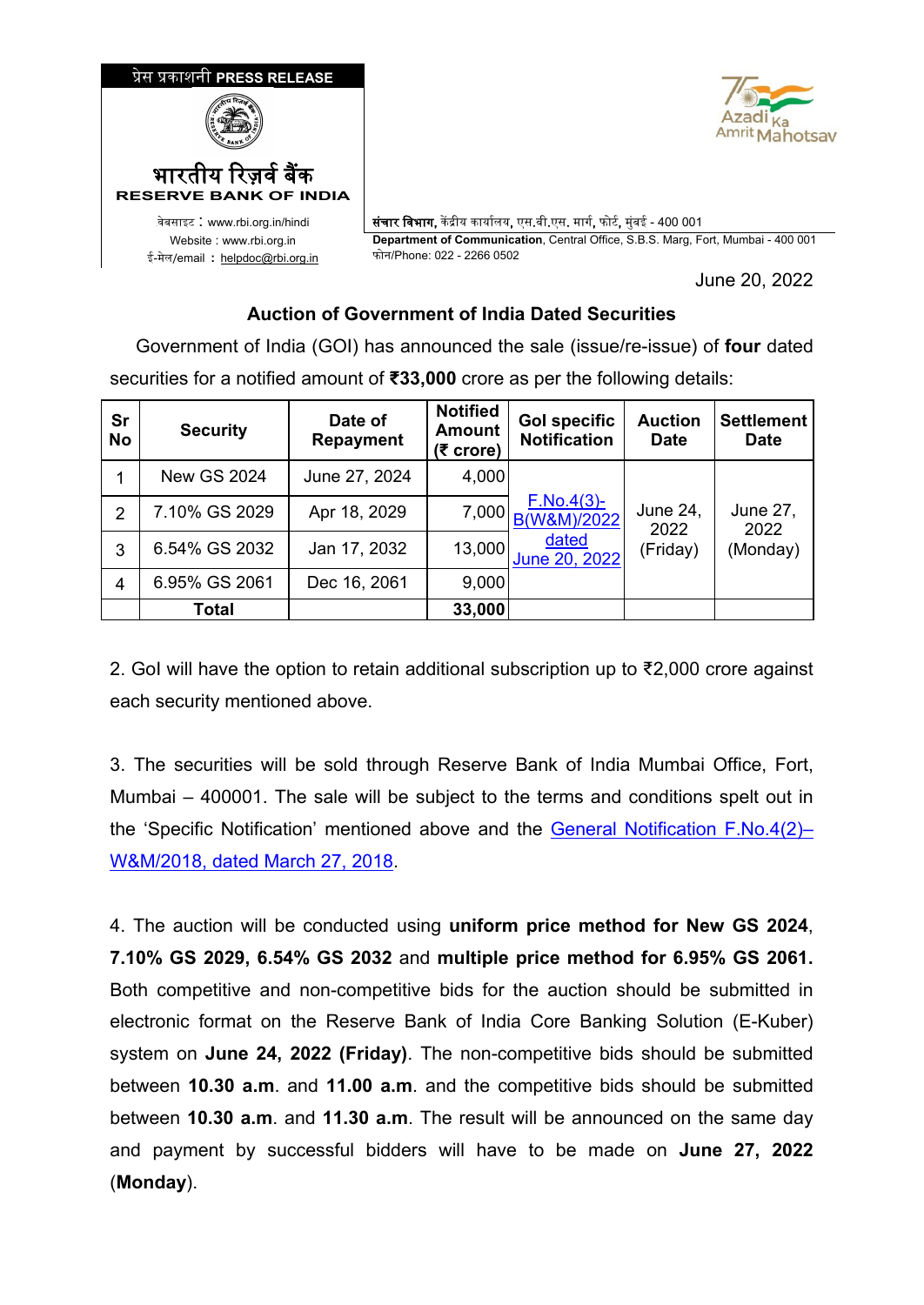प्रेस प्रकाशनी PRESS RELEASE

भारतीय रिज़र्व बैंक

RESERVE BANK OF INDIA

वेबसाइट : www.rbi.org.in/hindi
Website : www.rbi.org.in
ई-मेल/email : helpdoc@rbi.org.in

संचार विभाग, केंद्रीय कार्यालय, एस.बी.एस. मार्ग, फोर्ट, मुंबई - 400 001
**Department of Communication**, Central Office, S.B.S. Marg, Fort, Mumbai - 400 001
फोन/Phone: 022 - 2266 0502

June 20, 2022

## Auction of Government of India Dated Securities

Government of India (GOI) has announced the sale (issue/re-issue) of **four** dated securities for a notified amount of **₹33,000** crore as per the following details:

| Sr No | Security | Date of Repayment | Notified Amount (₹ crore) | GoI specific Notification | Auction Date | Settlement Date |
|---|---|---|---|---|---|---|
| 1 | New GS 2024 | June 27, 2024 | 4,000 | F.No.4(3)-B(W&M)/2022 dated June 20, 2022 | June 24, 2022 (Friday) | June 27, 2022 (Monday) |
| 2 | 7.10% GS 2029 | Apr 18, 2029 | 7,000 | | | |
| 3 | 6.54% GS 2032 | Jan 17, 2032 | 13,000 | | | |
| 4 | 6.95% GS 2061 | Dec 16, 2061 | 9,000 | | | |
| | **Total** | | **33,000** | | | |

2. GoI will have the option to retain additional subscription up to ₹2,000 crore against each security mentioned above.

3. The securities will be sold through Reserve Bank of India Mumbai Office, Fort, Mumbai – 400001. The sale will be subject to the terms and conditions spelt out in the 'Specific Notification' mentioned above and the General Notification F.No.4(2)–W&M/2018, dated March 27, 2018.

4. The auction will be conducted using **uniform price method for New GS 2024**, **7.10% GS 2029, 6.54% GS 2032** and **multiple price method for 6.95% GS 2061.** Both competitive and non-competitive bids for the auction should be submitted in electronic format on the Reserve Bank of India Core Banking Solution (E-Kuber) system on **June 24, 2022 (Friday)**. The non-competitive bids should be submitted between **10.30 a.m**. and **11.00 a.m**. and the competitive bids should be submitted between **10.30 a.m**. and **11.30 a.m**. The result will be announced on the same day and payment by successful bidders will have to be made on **June 27, 2022** (**Monday**).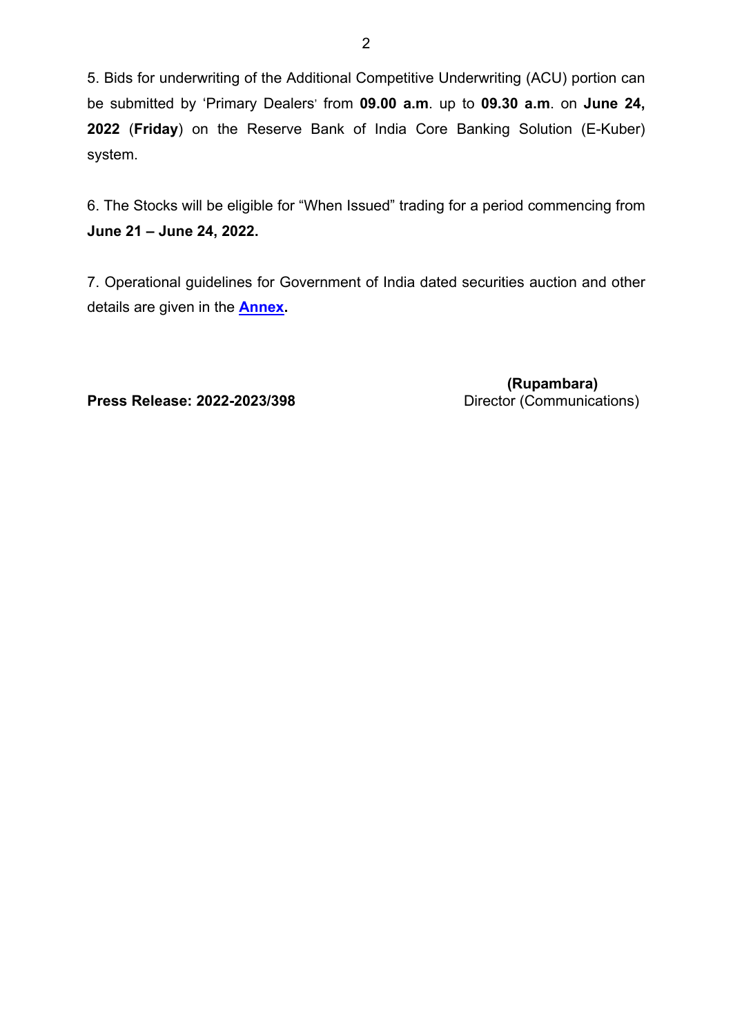5. Bids for underwriting of the Additional Competitive Underwriting (ACU) portion can be submitted by 'Primary Dealers' from **09.00 a.m**. up to **09.30 a.m**. on **June 24, 2022** (**Friday**) on the Reserve Bank of India Core Banking Solution (E-Kuber) system.

6. The Stocks will be eligible for "When Issued" trading for a period commencing from **June 21 – June 24, 2022.**

7. Operational guidelines for Government of India dated securities auction and other details are given in the **Annex.**

**(Rupambara)**
Director (Communications)

**Press Release: 2022-2023/398**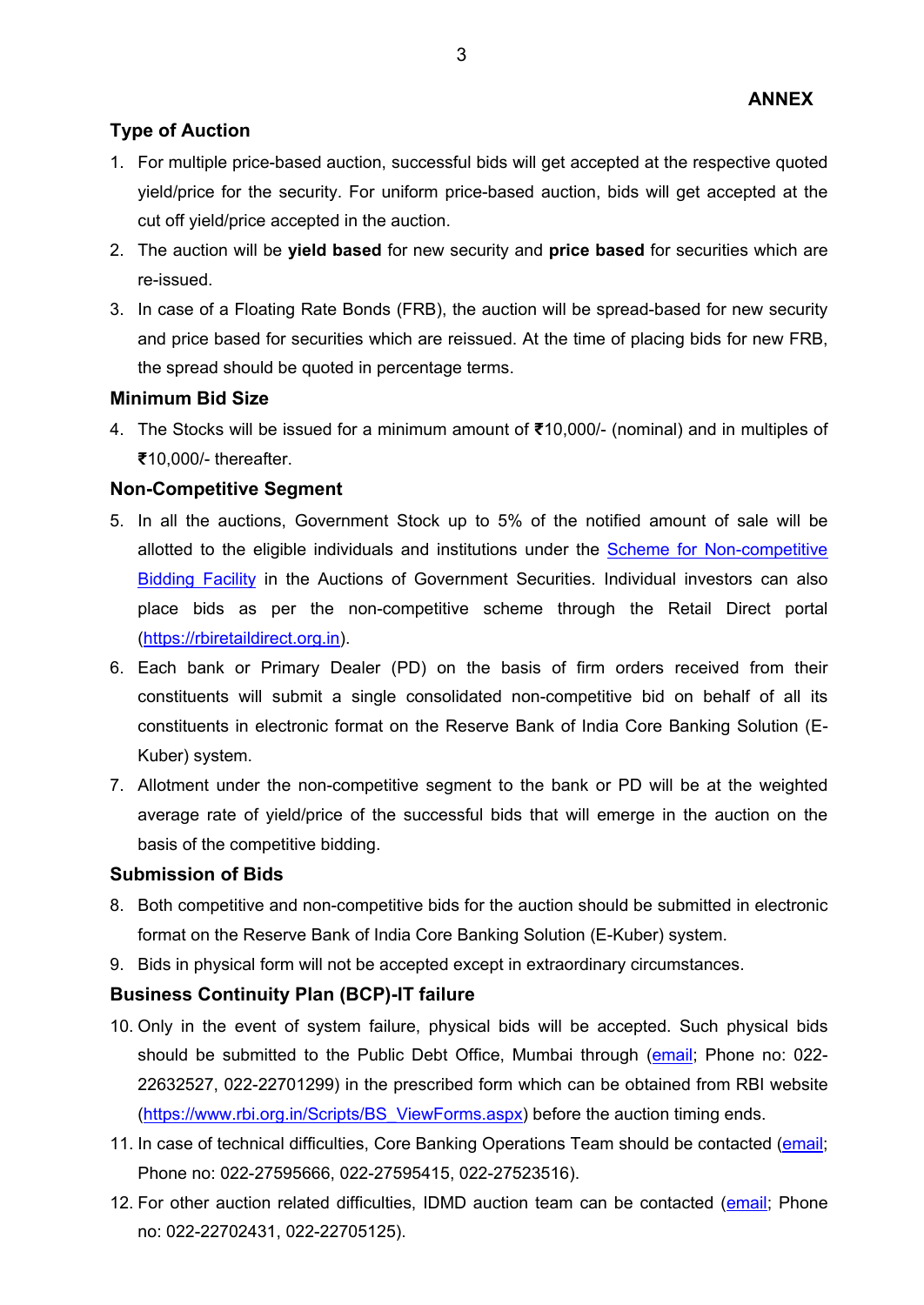**ANNEX**

## Type of Auction

1. For multiple price-based auction, successful bids will get accepted at the respective quoted yield/price for the security. For uniform price-based auction, bids will get accepted at the cut off yield/price accepted in the auction.
2. The auction will be **yield based** for new security and **price based** for securities which are re-issued.
3. In case of a Floating Rate Bonds (FRB), the auction will be spread-based for new security and price based for securities which are reissued. At the time of placing bids for new FRB, the spread should be quoted in percentage terms.

## Minimum Bid Size

4. The Stocks will be issued for a minimum amount of ₹10,000/- (nominal) and in multiples of ₹10,000/- thereafter.

## Non-Competitive Segment

5. In all the auctions, Government Stock up to 5% of the notified amount of sale will be allotted to the eligible individuals and institutions under the Scheme for Non-competitive Bidding Facility in the Auctions of Government Securities. Individual investors can also place bids as per the non-competitive scheme through the Retail Direct portal (https://rbiretaildirect.org.in).
6. Each bank or Primary Dealer (PD) on the basis of firm orders received from their constituents will submit a single consolidated non-competitive bid on behalf of all its constituents in electronic format on the Reserve Bank of India Core Banking Solution (E-Kuber) system.
7. Allotment under the non-competitive segment to the bank or PD will be at the weighted average rate of yield/price of the successful bids that will emerge in the auction on the basis of the competitive bidding.

## Submission of Bids

8. Both competitive and non-competitive bids for the auction should be submitted in electronic format on the Reserve Bank of India Core Banking Solution (E-Kuber) system.
9. Bids in physical form will not be accepted except in extraordinary circumstances.

## Business Continuity Plan (BCP)-IT failure

10. Only in the event of system failure, physical bids will be accepted. Such physical bids should be submitted to the Public Debt Office, Mumbai through (email; Phone no: 022-22632527, 022-22701299) in the prescribed form which can be obtained from RBI website (https://www.rbi.org.in/Scripts/BS_ViewForms.aspx) before the auction timing ends.
11. In case of technical difficulties, Core Banking Operations Team should be contacted (email; Phone no: 022-27595666, 022-27595415, 022-27523516).
12. For other auction related difficulties, IDMD auction team can be contacted (email; Phone no: 022-22702431, 022-22705125).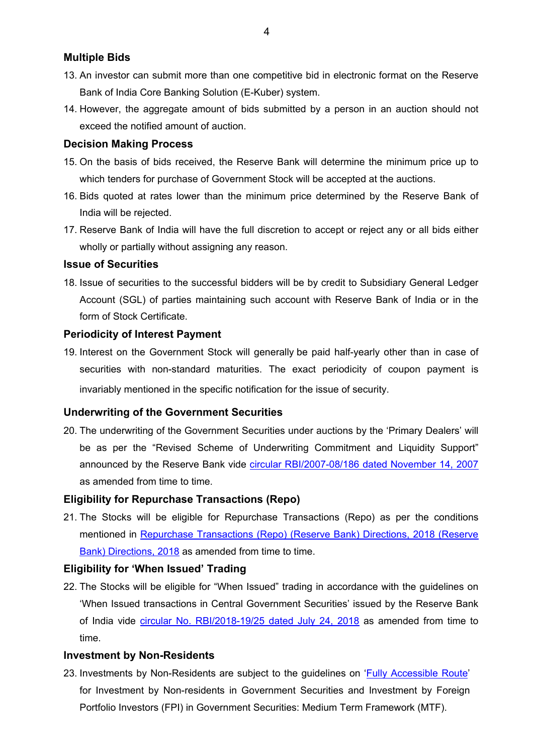### Multiple Bids

13. An investor can submit more than one competitive bid in electronic format on the Reserve Bank of India Core Banking Solution (E-Kuber) system.
14. However, the aggregate amount of bids submitted by a person in an auction should not exceed the notified amount of auction.

### Decision Making Process

15. On the basis of bids received, the Reserve Bank will determine the minimum price up to which tenders for purchase of Government Stock will be accepted at the auctions.
16. Bids quoted at rates lower than the minimum price determined by the Reserve Bank of India will be rejected.
17. Reserve Bank of India will have the full discretion to accept or reject any or all bids either wholly or partially without assigning any reason.

### Issue of Securities

18. Issue of securities to the successful bidders will be by credit to Subsidiary General Ledger Account (SGL) of parties maintaining such account with Reserve Bank of India or in the form of Stock Certificate.

### Periodicity of Interest Payment

19. Interest on the Government Stock will generally be paid half-yearly other than in case of securities with non-standard maturities. The exact periodicity of coupon payment is invariably mentioned in the specific notification for the issue of security.

### Underwriting of the Government Securities

20. The underwriting of the Government Securities under auctions by the 'Primary Dealers' will be as per the "Revised Scheme of Underwriting Commitment and Liquidity Support" announced by the Reserve Bank vide circular RBI/2007-08/186 dated November 14, 2007 as amended from time to time.

### Eligibility for Repurchase Transactions (Repo)

21. The Stocks will be eligible for Repurchase Transactions (Repo) as per the conditions mentioned in Repurchase Transactions (Repo) (Reserve Bank) Directions, 2018 (Reserve Bank) Directions, 2018 as amended from time to time.

### Eligibility for 'When Issued' Trading

22. The Stocks will be eligible for "When Issued" trading in accordance with the guidelines on 'When Issued transactions in Central Government Securities' issued by the Reserve Bank of India vide circular No. RBI/2018-19/25 dated July 24, 2018 as amended from time to time.

### Investment by Non-Residents

23. Investments by Non-Residents are subject to the guidelines on 'Fully Accessible Route' for Investment by Non-residents in Government Securities and Investment by Foreign Portfolio Investors (FPI) in Government Securities: Medium Term Framework (MTF).